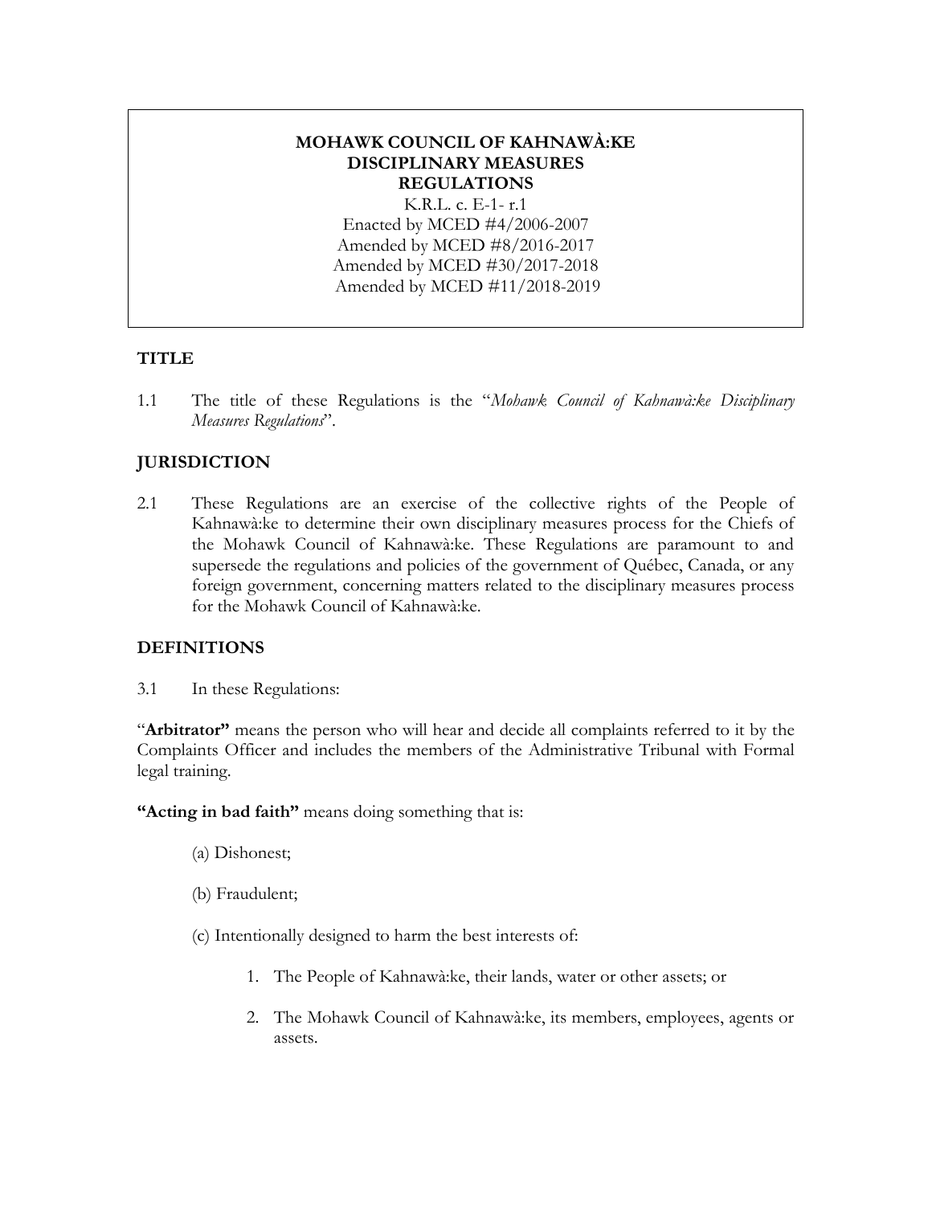# MOHAWK COUNCIL OF KAHNAWÀ:KE DISCIPLINARY MEASURES REGULATIONS

K.R.L. c. E-1- r.1
Enacted by MCED #4/2006-2007
Amended by MCED #8/2016-2017
Amended by MCED #30/2017-2018
Amended by MCED #11/2018-2019

## TITLE

1.1 The title of these Regulations is the "*Mohawk Council of Kahnawà:ke Disciplinary Measures Regulations*".

## JURISDICTION

2.1 These Regulations are an exercise of the collective rights of the People of Kahnawà:ke to determine their own disciplinary measures process for the Chiefs of the Mohawk Council of Kahnawà:ke. These Regulations are paramount to and supersede the regulations and policies of the government of Québec, Canada, or any foreign government, concerning matters related to the disciplinary measures process for the Mohawk Council of Kahnawà:ke.

## DEFINITIONS

3.1 In these Regulations:

"**Arbitrator"** means the person who will hear and decide all complaints referred to it by the Complaints Officer and includes the members of the Administrative Tribunal with Formal legal training.

**"Acting in bad faith"** means doing something that is:

(a) Dishonest;

(b) Fraudulent;

(c) Intentionally designed to harm the best interests of:

1. The People of Kahnawà:ke, their lands, water or other assets; or
2. The Mohawk Council of Kahnawà:ke, its members, employees, agents or assets.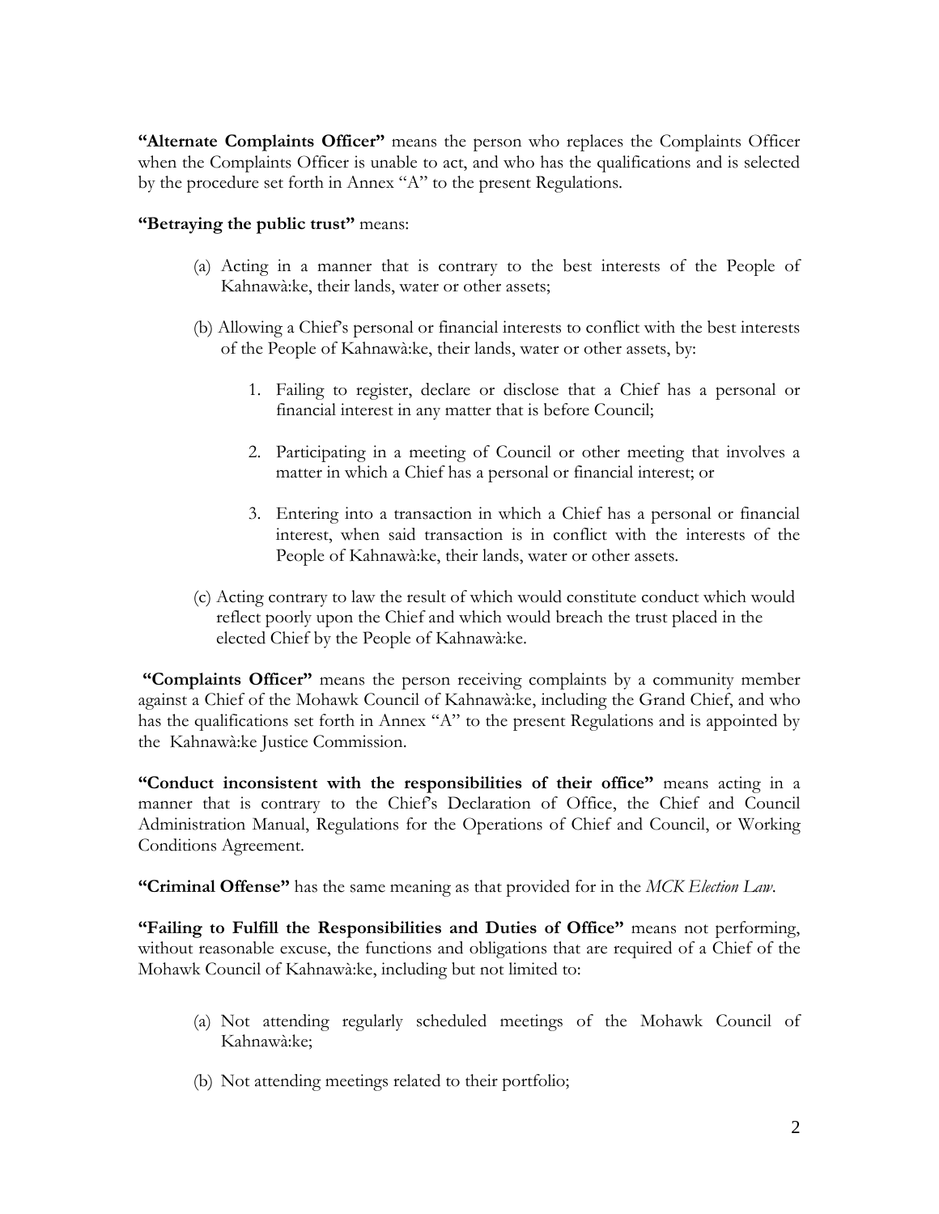**"Alternate Complaints Officer"** means the person who replaces the Complaints Officer when the Complaints Officer is unable to act, and who has the qualifications and is selected by the procedure set forth in Annex "A" to the present Regulations.

**"Betraying the public trust"** means:

(a) Acting in a manner that is contrary to the best interests of the People of Kahnawà:ke, their lands, water or other assets;

(b) Allowing a Chief's personal or financial interests to conflict with the best interests of the People of Kahnawà:ke, their lands, water or other assets, by:

1. Failing to register, declare or disclose that a Chief has a personal or financial interest in any matter that is before Council;

2. Participating in a meeting of Council or other meeting that involves a matter in which a Chief has a personal or financial interest; or

3. Entering into a transaction in which a Chief has a personal or financial interest, when said transaction is in conflict with the interests of the People of Kahnawà:ke, their lands, water or other assets.

(c) Acting contrary to law the result of which would constitute conduct which would reflect poorly upon the Chief and which would breach the trust placed in the elected Chief by the People of Kahnawà:ke.

**"Complaints Officer"** means the person receiving complaints by a community member against a Chief of the Mohawk Council of Kahnawà:ke, including the Grand Chief, and who has the qualifications set forth in Annex "A" to the present Regulations and is appointed by the Kahnawà:ke Justice Commission.

**"Conduct inconsistent with the responsibilities of their office"** means acting in a manner that is contrary to the Chief's Declaration of Office, the Chief and Council Administration Manual, Regulations for the Operations of Chief and Council, or Working Conditions Agreement.

**"Criminal Offense"** has the same meaning as that provided for in the *MCK Election Law*.

**"Failing to Fulfill the Responsibilities and Duties of Office"** means not performing, without reasonable excuse, the functions and obligations that are required of a Chief of the Mohawk Council of Kahnawà:ke, including but not limited to:

(a) Not attending regularly scheduled meetings of the Mohawk Council of Kahnawà:ke;

(b) Not attending meetings related to their portfolio;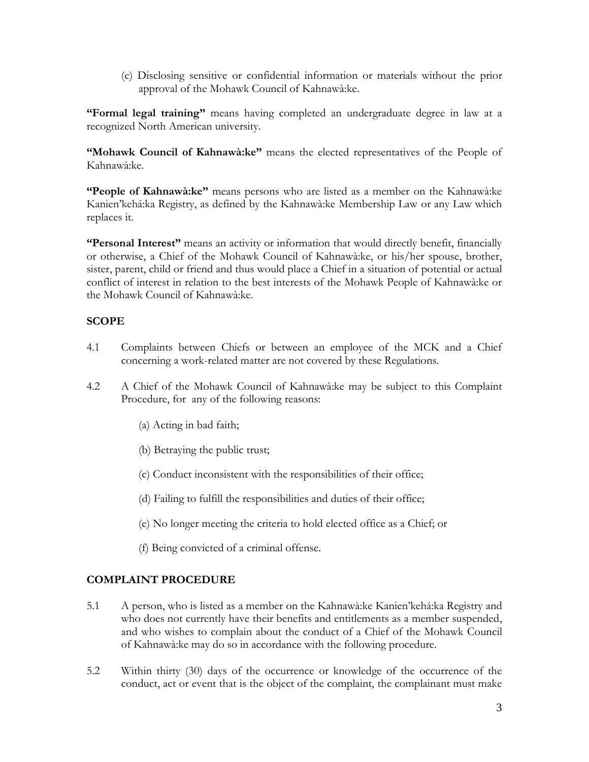(c) Disclosing sensitive or confidential information or materials without the prior approval of the Mohawk Council of Kahnawà:ke.

**"Formal legal training"** means having completed an undergraduate degree in law at a recognized North American university.

**"Mohawk Council of Kahnawà:ke"** means the elected representatives of the People of Kahnawà:ke.

**"People of Kahnawà:ke"** means persons who are listed as a member on the Kahnawà:ke Kanien'kehá:ka Registry, as defined by the Kahnawà:ke Membership Law or any Law which replaces it.

**"Personal Interest"** means an activity or information that would directly benefit, financially or otherwise, a Chief of the Mohawk Council of Kahnawà:ke, or his/her spouse, brother, sister, parent, child or friend and thus would place a Chief in a situation of potential or actual conflict of interest in relation to the best interests of the Mohawk People of Kahnawà:ke or the Mohawk Council of Kahnawà:ke.

## SCOPE

4.1 Complaints between Chiefs or between an employee of the MCK and a Chief concerning a work-related matter are not covered by these Regulations.

4.2 A Chief of the Mohawk Council of Kahnawà:ke may be subject to this Complaint Procedure, for any of the following reasons:

(a) Acting in bad faith;

(b) Betraying the public trust;

(c) Conduct inconsistent with the responsibilities of their office;

(d) Failing to fulfill the responsibilities and duties of their office;

(e) No longer meeting the criteria to hold elected office as a Chief; or

(f) Being convicted of a criminal offense.

## COMPLAINT PROCEDURE

5.1 A person, who is listed as a member on the Kahnawà:ke Kanien'kehá:ka Registry and who does not currently have their benefits and entitlements as a member suspended, and who wishes to complain about the conduct of a Chief of the Mohawk Council of Kahnawà:ke may do so in accordance with the following procedure.

5.2 Within thirty (30) days of the occurrence or knowledge of the occurrence of the conduct, act or event that is the object of the complaint, the complainant must make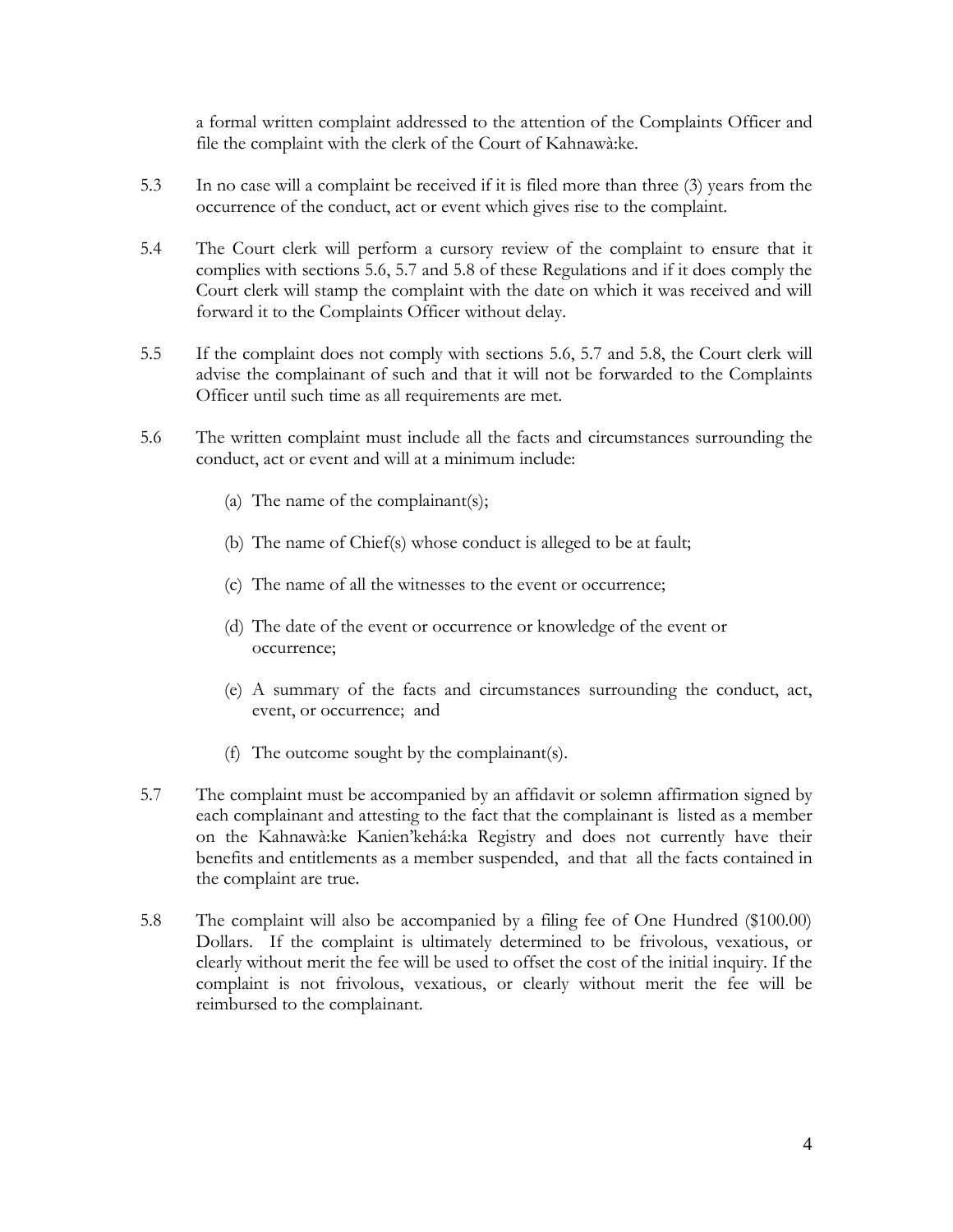a formal written complaint addressed to the attention of the Complaints Officer and file the complaint with the clerk of the Court of Kahnawà:ke.

5.3 In no case will a complaint be received if it is filed more than three (3) years from the occurrence of the conduct, act or event which gives rise to the complaint.

5.4 The Court clerk will perform a cursory review of the complaint to ensure that it complies with sections 5.6, 5.7 and 5.8 of these Regulations and if it does comply the Court clerk will stamp the complaint with the date on which it was received and will forward it to the Complaints Officer without delay.

5.5 If the complaint does not comply with sections 5.6, 5.7 and 5.8, the Court clerk will advise the complainant of such and that it will not be forwarded to the Complaints Officer until such time as all requirements are met.

5.6 The written complaint must include all the facts and circumstances surrounding the conduct, act or event and will at a minimum include:

(a) The name of the complainant(s);

(b) The name of Chief(s) whose conduct is alleged to be at fault;

(c) The name of all the witnesses to the event or occurrence;

(d) The date of the event or occurrence or knowledge of the event or occurrence;

(e) A summary of the facts and circumstances surrounding the conduct, act, event, or occurrence; and

(f) The outcome sought by the complainant(s).

5.7 The complaint must be accompanied by an affidavit or solemn affirmation signed by each complainant and attesting to the fact that the complainant is listed as a member on the Kahnawà:ke Kanien'kehá:ka Registry and does not currently have their benefits and entitlements as a member suspended, and that all the facts contained in the complaint are true.

5.8 The complaint will also be accompanied by a filing fee of One Hundred ($100.00) Dollars. If the complaint is ultimately determined to be frivolous, vexatious, or clearly without merit the fee will be used to offset the cost of the initial inquiry. If the complaint is not frivolous, vexatious, or clearly without merit the fee will be reimbursed to the complainant.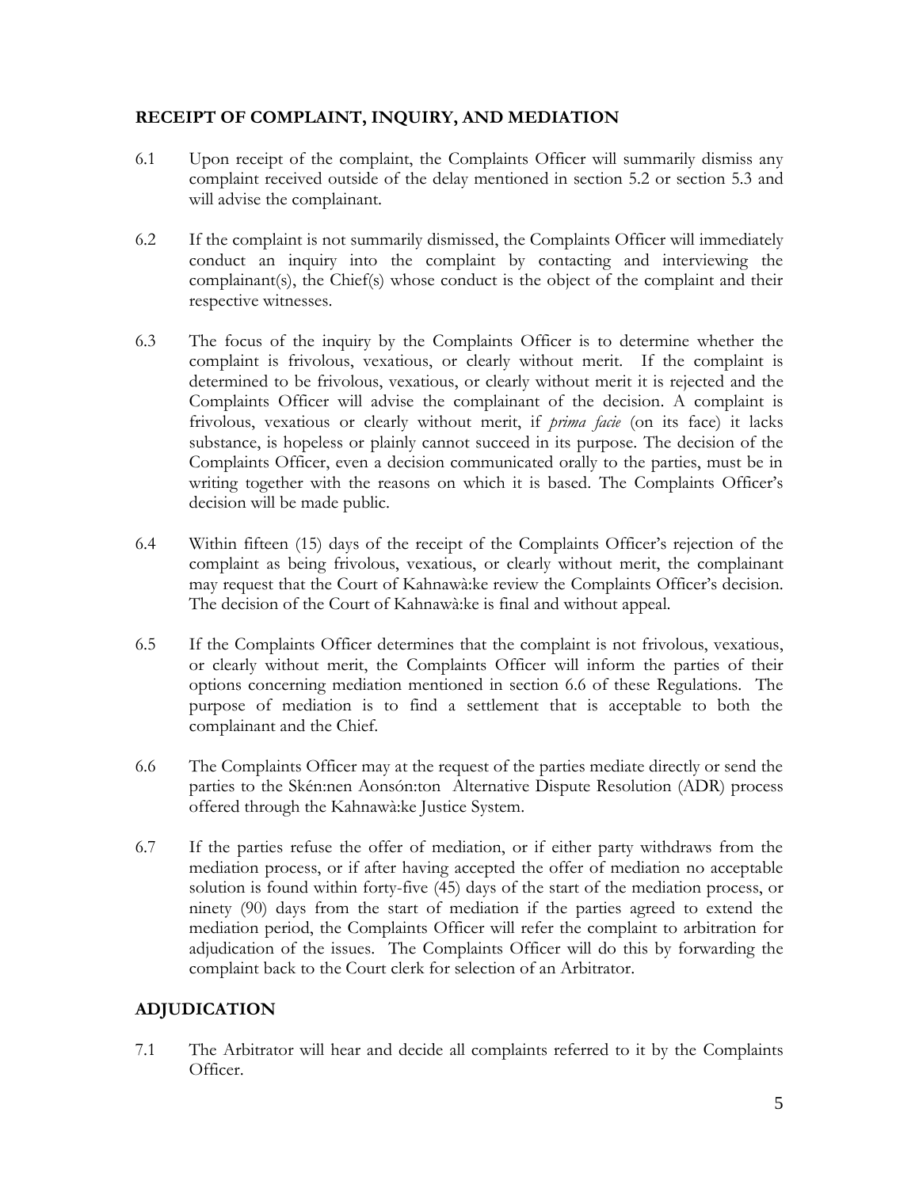## RECEIPT OF COMPLAINT, INQUIRY, AND MEDIATION

6.1 Upon receipt of the complaint, the Complaints Officer will summarily dismiss any complaint received outside of the delay mentioned in section 5.2 or section 5.3 and will advise the complainant.

6.2 If the complaint is not summarily dismissed, the Complaints Officer will immediately conduct an inquiry into the complaint by contacting and interviewing the complainant(s), the Chief(s) whose conduct is the object of the complaint and their respective witnesses.

6.3 The focus of the inquiry by the Complaints Officer is to determine whether the complaint is frivolous, vexatious, or clearly without merit. If the complaint is determined to be frivolous, vexatious, or clearly without merit it is rejected and the Complaints Officer will advise the complainant of the decision. A complaint is frivolous, vexatious or clearly without merit, if *prima facie* (on its face) it lacks substance, is hopeless or plainly cannot succeed in its purpose. The decision of the Complaints Officer, even a decision communicated orally to the parties, must be in writing together with the reasons on which it is based. The Complaints Officer's decision will be made public.

6.4 Within fifteen (15) days of the receipt of the Complaints Officer's rejection of the complaint as being frivolous, vexatious, or clearly without merit, the complainant may request that the Court of Kahnawà:ke review the Complaints Officer's decision. The decision of the Court of Kahnawà:ke is final and without appeal.

6.5 If the Complaints Officer determines that the complaint is not frivolous, vexatious, or clearly without merit, the Complaints Officer will inform the parties of their options concerning mediation mentioned in section 6.6 of these Regulations. The purpose of mediation is to find a settlement that is acceptable to both the complainant and the Chief.

6.6 The Complaints Officer may at the request of the parties mediate directly or send the parties to the Skén:nen Aonsón:ton Alternative Dispute Resolution (ADR) process offered through the Kahnawà:ke Justice System.

6.7 If the parties refuse the offer of mediation, or if either party withdraws from the mediation process, or if after having accepted the offer of mediation no acceptable solution is found within forty-five (45) days of the start of the mediation process, or ninety (90) days from the start of mediation if the parties agreed to extend the mediation period, the Complaints Officer will refer the complaint to arbitration for adjudication of the issues. The Complaints Officer will do this by forwarding the complaint back to the Court clerk for selection of an Arbitrator.

## ADJUDICATION

7.1 The Arbitrator will hear and decide all complaints referred to it by the Complaints Officer.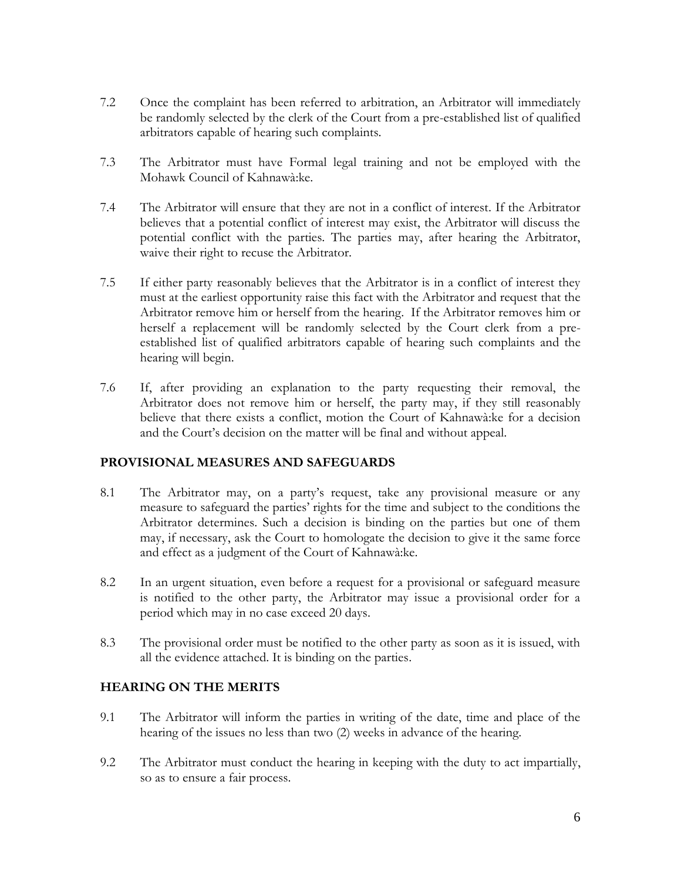7.2 Once the complaint has been referred to arbitration, an Arbitrator will immediately be randomly selected by the clerk of the Court from a pre-established list of qualified arbitrators capable of hearing such complaints.

7.3 The Arbitrator must have Formal legal training and not be employed with the Mohawk Council of Kahnawà:ke.

7.4 The Arbitrator will ensure that they are not in a conflict of interest. If the Arbitrator believes that a potential conflict of interest may exist, the Arbitrator will discuss the potential conflict with the parties. The parties may, after hearing the Arbitrator, waive their right to recuse the Arbitrator.

7.5 If either party reasonably believes that the Arbitrator is in a conflict of interest they must at the earliest opportunity raise this fact with the Arbitrator and request that the Arbitrator remove him or herself from the hearing. If the Arbitrator removes him or herself a replacement will be randomly selected by the Court clerk from a pre-established list of qualified arbitrators capable of hearing such complaints and the hearing will begin.

7.6 If, after providing an explanation to the party requesting their removal, the Arbitrator does not remove him or herself, the party may, if they still reasonably believe that there exists a conflict, motion the Court of Kahnawà:ke for a decision and the Court's decision on the matter will be final and without appeal.

## PROVISIONAL MEASURES AND SAFEGUARDS

8.1 The Arbitrator may, on a party's request, take any provisional measure or any measure to safeguard the parties' rights for the time and subject to the conditions the Arbitrator determines. Such a decision is binding on the parties but one of them may, if necessary, ask the Court to homologate the decision to give it the same force and effect as a judgment of the Court of Kahnawà:ke.

8.2 In an urgent situation, even before a request for a provisional or safeguard measure is notified to the other party, the Arbitrator may issue a provisional order for a period which may in no case exceed 20 days.

8.3 The provisional order must be notified to the other party as soon as it is issued, with all the evidence attached. It is binding on the parties.

## HEARING ON THE MERITS

9.1 The Arbitrator will inform the parties in writing of the date, time and place of the hearing of the issues no less than two (2) weeks in advance of the hearing.

9.2 The Arbitrator must conduct the hearing in keeping with the duty to act impartially, so as to ensure a fair process.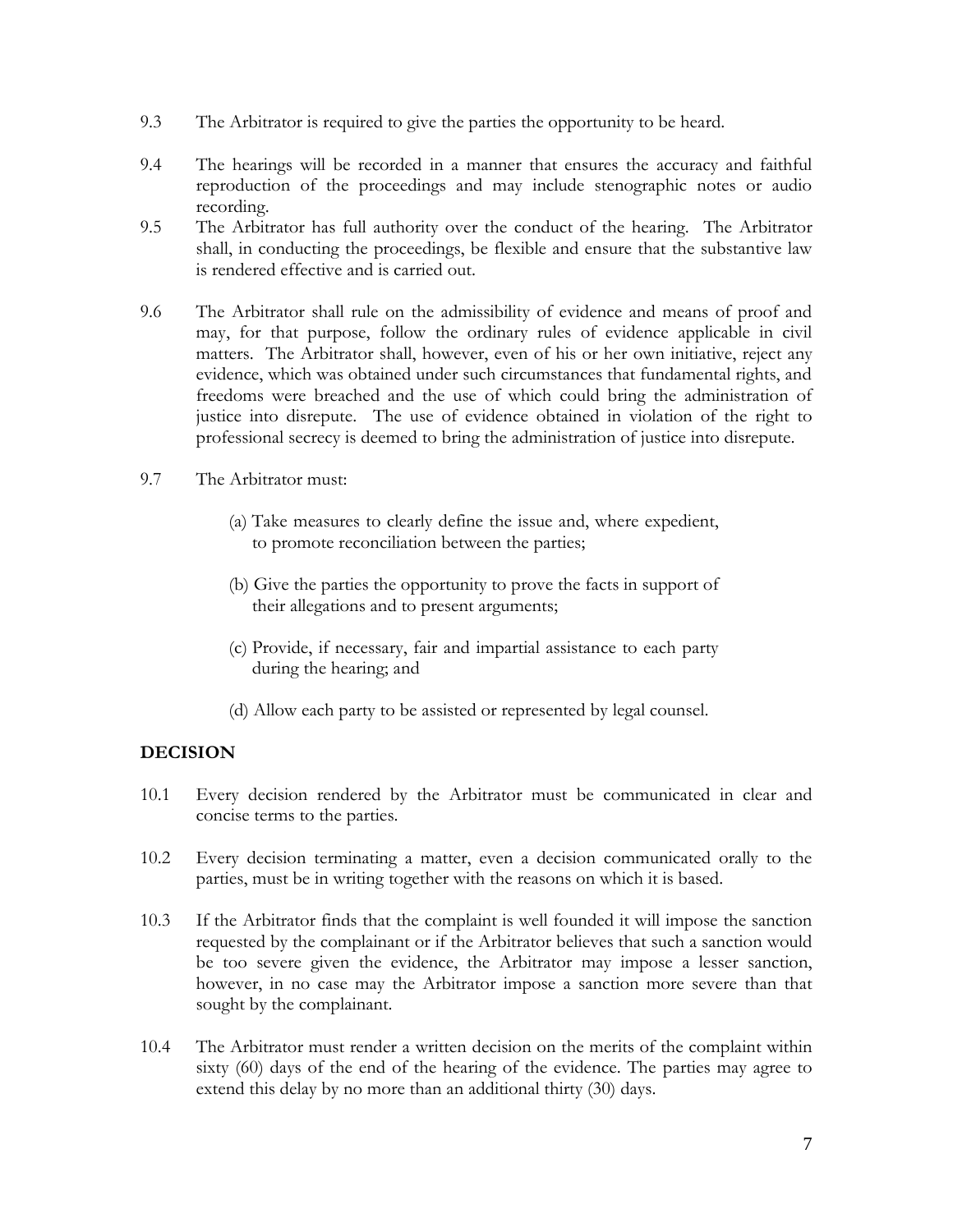9.3 The Arbitrator is required to give the parties the opportunity to be heard.

9.4 The hearings will be recorded in a manner that ensures the accuracy and faithful reproduction of the proceedings and may include stenographic notes or audio recording.

9.5 The Arbitrator has full authority over the conduct of the hearing. The Arbitrator shall, in conducting the proceedings, be flexible and ensure that the substantive law is rendered effective and is carried out.

9.6 The Arbitrator shall rule on the admissibility of evidence and means of proof and may, for that purpose, follow the ordinary rules of evidence applicable in civil matters. The Arbitrator shall, however, even of his or her own initiative, reject any evidence, which was obtained under such circumstances that fundamental rights, and freedoms were breached and the use of which could bring the administration of justice into disrepute. The use of evidence obtained in violation of the right to professional secrecy is deemed to bring the administration of justice into disrepute.

9.7 The Arbitrator must:

(a) Take measures to clearly define the issue and, where expedient, to promote reconciliation between the parties;

(b) Give the parties the opportunity to prove the facts in support of their allegations and to present arguments;

(c) Provide, if necessary, fair and impartial assistance to each party during the hearing; and

(d) Allow each party to be assisted or represented by legal counsel.

## DECISION

10.1 Every decision rendered by the Arbitrator must be communicated in clear and concise terms to the parties.

10.2 Every decision terminating a matter, even a decision communicated orally to the parties, must be in writing together with the reasons on which it is based.

10.3 If the Arbitrator finds that the complaint is well founded it will impose the sanction requested by the complainant or if the Arbitrator believes that such a sanction would be too severe given the evidence, the Arbitrator may impose a lesser sanction, however, in no case may the Arbitrator impose a sanction more severe than that sought by the complainant.

10.4 The Arbitrator must render a written decision on the merits of the complaint within sixty (60) days of the end of the hearing of the evidence. The parties may agree to extend this delay by no more than an additional thirty (30) days.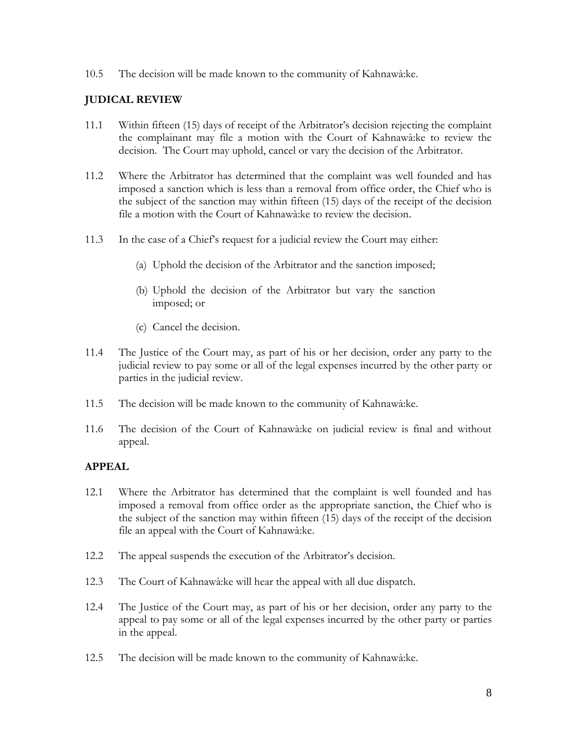10.5 The decision will be made known to the community of Kahnawà:ke.

## JUDICAL REVIEW

11.1 Within fifteen (15) days of receipt of the Arbitrator's decision rejecting the complaint the complainant may file a motion with the Court of Kahnawà:ke to review the decision. The Court may uphold, cancel or vary the decision of the Arbitrator.

11.2 Where the Arbitrator has determined that the complaint was well founded and has imposed a sanction which is less than a removal from office order, the Chief who is the subject of the sanction may within fifteen (15) days of the receipt of the decision file a motion with the Court of Kahnawà:ke to review the decision.

11.3 In the case of a Chief's request for a judicial review the Court may either:

(a) Uphold the decision of the Arbitrator and the sanction imposed;

(b) Uphold the decision of the Arbitrator but vary the sanction imposed; or

(c) Cancel the decision.

11.4 The Justice of the Court may, as part of his or her decision, order any party to the judicial review to pay some or all of the legal expenses incurred by the other party or parties in the judicial review.

11.5 The decision will be made known to the community of Kahnawà:ke.

11.6 The decision of the Court of Kahnawà:ke on judicial review is final and without appeal.

## APPEAL

12.1 Where the Arbitrator has determined that the complaint is well founded and has imposed a removal from office order as the appropriate sanction, the Chief who is the subject of the sanction may within fifteen (15) days of the receipt of the decision file an appeal with the Court of Kahnawà:ke.

12.2 The appeal suspends the execution of the Arbitrator's decision.

12.3 The Court of Kahnawà:ke will hear the appeal with all due dispatch.

12.4 The Justice of the Court may, as part of his or her decision, order any party to the appeal to pay some or all of the legal expenses incurred by the other party or parties in the appeal.

12.5 The decision will be made known to the community of Kahnawà:ke.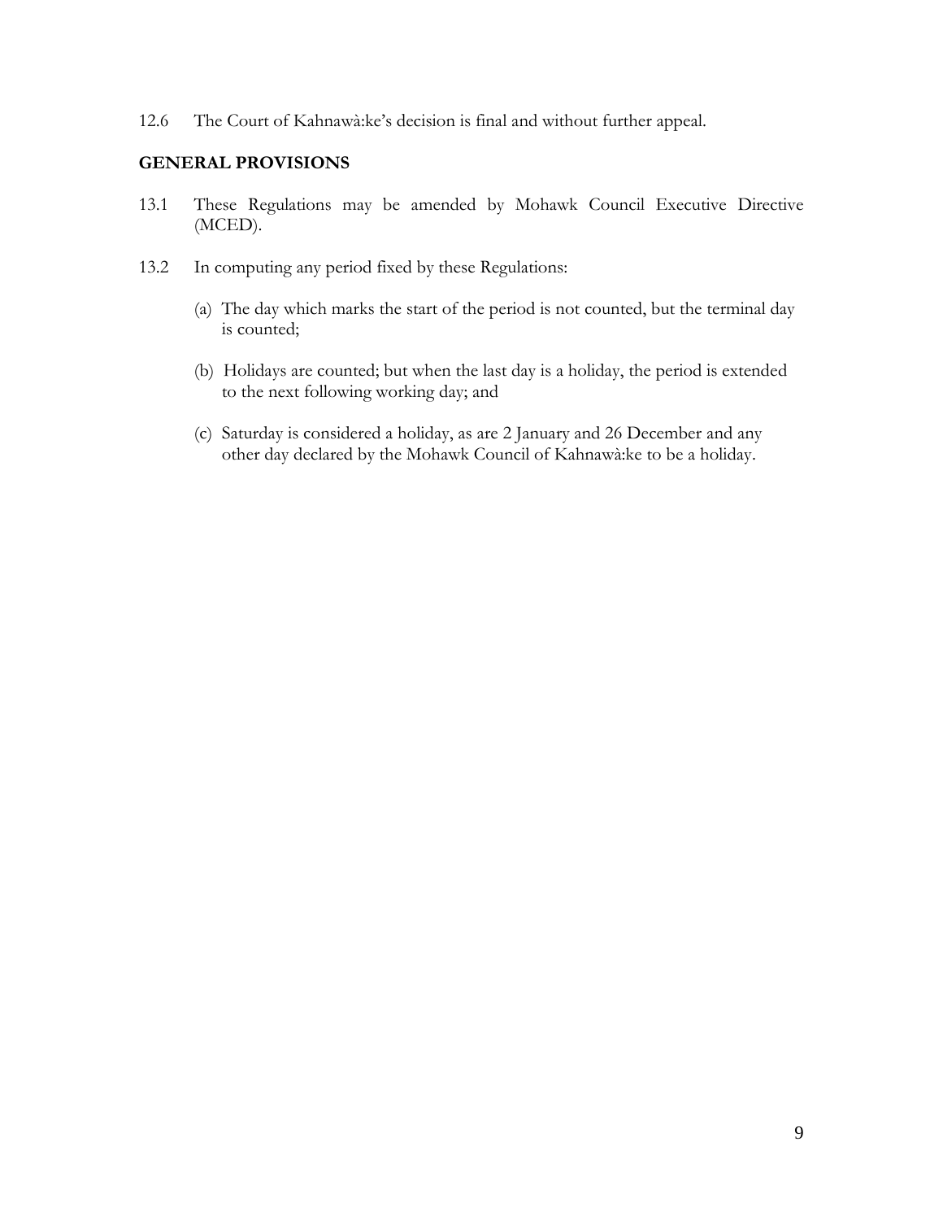12.6 The Court of Kahnawà:ke's decision is final and without further appeal.

## GENERAL PROVISIONS

13.1 These Regulations may be amended by Mohawk Council Executive Directive (MCED).

13.2 In computing any period fixed by these Regulations:

(a) The day which marks the start of the period is not counted, but the terminal day is counted;

(b) Holidays are counted; but when the last day is a holiday, the period is extended to the next following working day; and

(c) Saturday is considered a holiday, as are 2 January and 26 December and any other day declared by the Mohawk Council of Kahnawà:ke to be a holiday.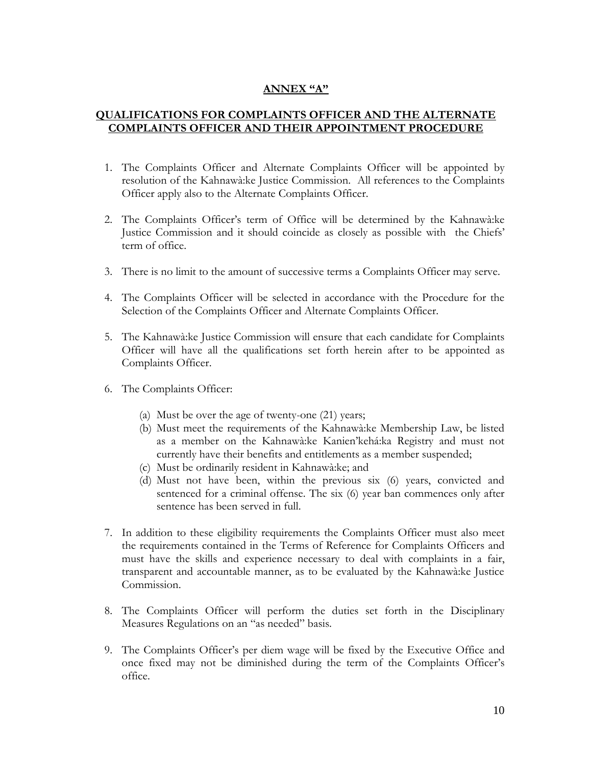## ANNEX "A"

## QUALIFICATIONS FOR COMPLAINTS OFFICER AND THE ALTERNATE COMPLAINTS OFFICER AND THEIR APPOINTMENT PROCEDURE

1. The Complaints Officer and Alternate Complaints Officer will be appointed by resolution of the Kahnawà:ke Justice Commission. All references to the Complaints Officer apply also to the Alternate Complaints Officer.

2. The Complaints Officer's term of Office will be determined by the Kahnawà:ke Justice Commission and it should coincide as closely as possible with the Chiefs' term of office.

3. There is no limit to the amount of successive terms a Complaints Officer may serve.

4. The Complaints Officer will be selected in accordance with the Procedure for the Selection of the Complaints Officer and Alternate Complaints Officer.

5. The Kahnawà:ke Justice Commission will ensure that each candidate for Complaints Officer will have all the qualifications set forth herein after to be appointed as Complaints Officer.

6. The Complaints Officer:

   (a) Must be over the age of twenty-one (21) years;
   (b) Must meet the requirements of the Kahnawà:ke Membership Law, be listed as a member on the Kahnawà:ke Kanien'kehá:ka Registry and must not currently have their benefits and entitlements as a member suspended;
   (c) Must be ordinarily resident in Kahnawà:ke; and
   (d) Must not have been, within the previous six (6) years, convicted and sentenced for a criminal offense. The six (6) year ban commences only after sentence has been served in full.

7. In addition to these eligibility requirements the Complaints Officer must also meet the requirements contained in the Terms of Reference for Complaints Officers and must have the skills and experience necessary to deal with complaints in a fair, transparent and accountable manner, as to be evaluated by the Kahnawà:ke Justice Commission.

8. The Complaints Officer will perform the duties set forth in the Disciplinary Measures Regulations on an "as needed" basis.

9. The Complaints Officer's per diem wage will be fixed by the Executive Office and once fixed may not be diminished during the term of the Complaints Officer's office.